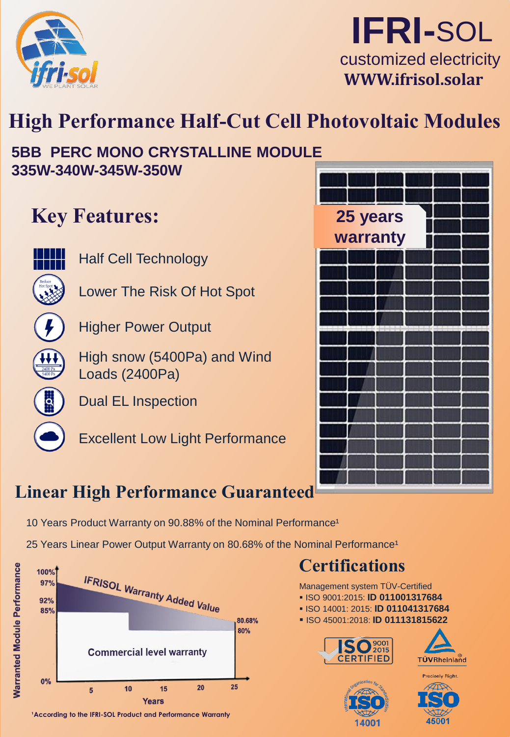# IFRI-SOL

customized electricity

WWW.ifrisol.solar

# High Performance Half-Cut Cell Photovoltaic Modules

**5BB PERC MONO CRYSTALLINE MODULE**
**335W-340W-345W-350W**

**25 years warranty**

## Key Features:

- Half Cell Technology
- Lower The Risk Of Hot Spot
- Higher Power Output
- High snow (5400Pa) and Wind Loads (2400Pa)
- Dual EL Inspection
- Excellent Low Light Performance

## Linear High Performance Guaranteed

10 Years Product Warranty on 90.88% of the Nominal Performance[1]

25 Years Linear Power Output Warranty on 80.68% of the Nominal Performance[1]

[1]According to the IFRI-SOL Product and Performance Warranty

## Certifications

Management system TÜV-Certified

- ISO 9001:2015: **ID 011001317684**
- ISO 14001: 2015: **ID 011041317684**
- ISO 45001:2018: **ID 011131815622**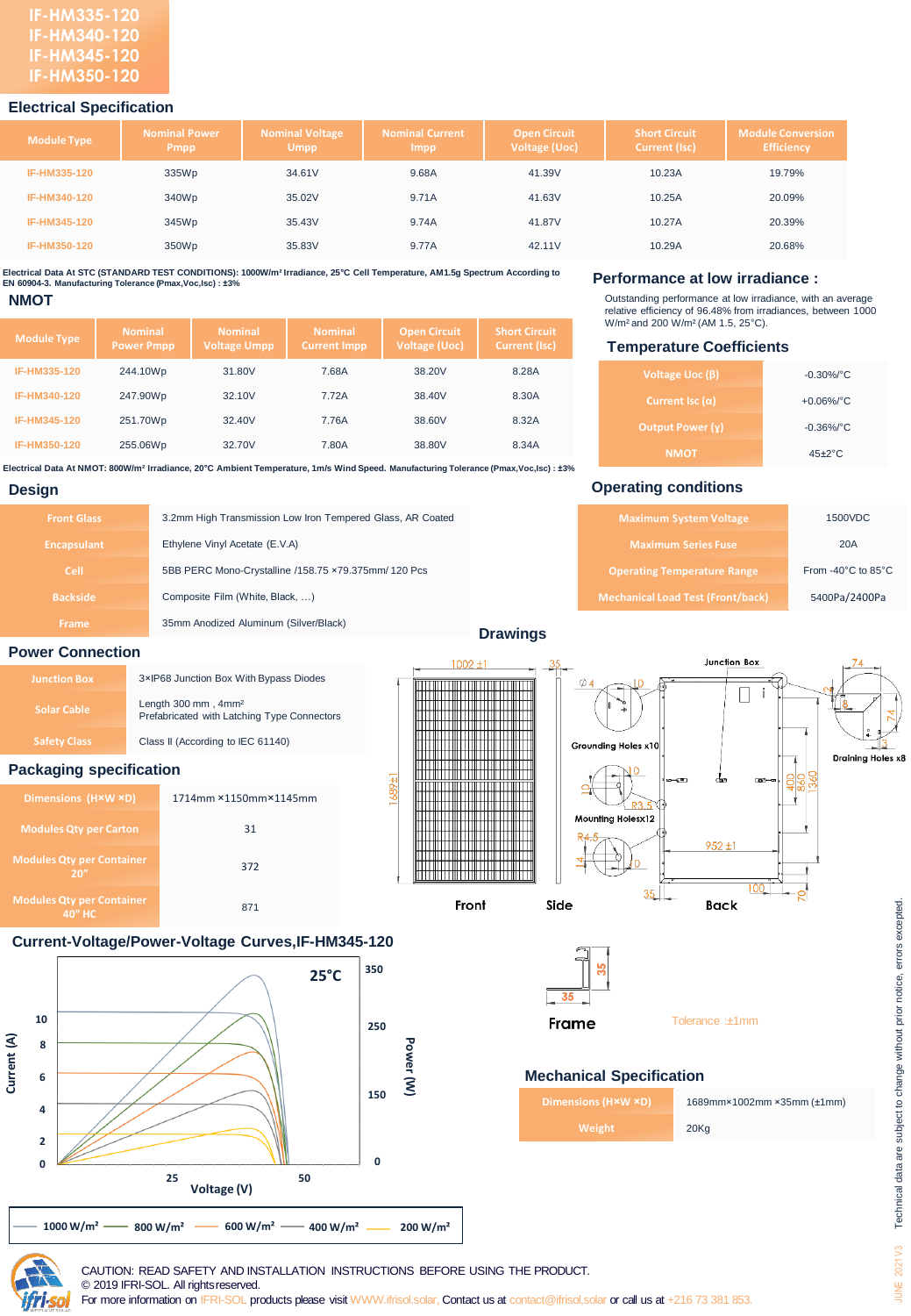IF-HM335-120
IF-HM340-120
IF-HM345-120
IF-HM350-120

## Electrical Specification

| Module Type | Nominal Power Pmpp | Nominal Voltage Umpp | Nominal Current Impp | Open Circuit Voltage (Uoc) | Short Circuit Current (Isc) | Module Conversion Efficiency |
|---|---|---|---|---|---|---|
| IF-HM335-120 | 335Wp | 34.61V | 9.68A | 41.39V | 10.23A | 19.79% |
| IF-HM340-120 | 340Wp | 35.02V | 9.71A | 41.63V | 10.25A | 20.09% |
| IF-HM345-120 | 345Wp | 35.43V | 9.74A | 41.87V | 10.27A | 20.39% |
| IF-HM350-120 | 350Wp | 35.83V | 9.77A | 42.11V | 10.29A | 20.68% |

Electrical Data At STC (STANDARD TEST CONDITIONS): 1000W/m² Irradiance, 25°C Cell Temperature, AM1.5g Spectrum According to EN 60904-3. Manufacturing Tolerance (Pmax,Voc,Isc) : ±3%

## NMOT

| Module Type | Nominal Power Pmpp | Nominal Voltage Umpp | Nominal Current Impp | Open Circuit Voltage (Uoc) | Short Circuit Current (Isc) |
|---|---|---|---|---|---|
| IF-HM335-120 | 244.10Wp | 31.80V | 7.68A | 38.20V | 8.28A |
| IF-HM340-120 | 247.90Wp | 32.10V | 7.72A | 38.40V | 8.30A |
| IF-HM345-120 | 251.70Wp | 32.40V | 7.76A | 38.60V | 8.32A |
| IF-HM350-120 | 255.06Wp | 32.70V | 7.80A | 38.80V | 8.34A |

Electrical Data At NMOT: 800W/m² Irradiance, 20°C Ambient Temperature, 1m/s Wind Speed. Manufacturing Tolerance (Pmax,Voc,Isc) : ±3%

## Performance at low irradiance :

Outstanding performance at low irradiance, with an average relative efficiency of 96.48% from irradiances, between 1000 W/m² and 200 W/m² (AM 1.5, 25°C).

## Temperature Coefficients

| | |
|---|---|
| Voltage Uoc (β) | -0.30%/°C |
| Current Isc (α) | +0.06%/°C |
| Output Power (γ) | -0.36%/°C |
| NMOT | 45±2°C |

## Design

| | |
|---|---|
| Front Glass | 3.2mm High Transmission Low Iron Tempered Glass, AR Coated |
| Encapsulant | Ethylene Vinyl Acetate (E.V.A) |
| Cell | 5BB PERC Mono-Crystalline /158.75 ×79.375mm/ 120 Pcs |
| Backside | Composite Film (White, Black, …) |
| Frame | 35mm Anodized Aluminum (Silver/Black) |

## Operating conditions

| | |
|---|---|
| Maximum System Voltage | 1500VDC |
| Maximum Series Fuse | 20A |
| Operating Temperature Range | From -40°C to 85°C |
| Mechanical Load Test (Front/back) | 5400Pa/2400Pa |

## Power Connection

| | |
|---|---|
| Junction Box | 3×IP68 Junction Box With Bypass Diodes |
| Solar Cable | Length 300 mm , 4mm² Prefabricated with Latching Type Connectors |
| Safety Class | Class II (According to IEC 61140) |

## Packaging specification

| | |
|---|---|
| Dimensions (H×W ×D) | 1714mm ×1150mm×1145mm |
| Modules Qty per Carton | 31 |
| Modules Qty per Container 20" | 372 |
| Modules Qty per Container 40" HC | 871 |

## Drawings

1002 ±1
35
1689±1
Junction Box
74
Ø4
10
Grounding Holes x10
10
10
R3.5
Mounting Holesx12
R4.5
14
10
400
860
1360
952 ±1
Draining Holes x8
35
100
70
Front
Side
Back

35
35
Frame
Tolerance :±1mm

## Current-Voltage/Power-Voltage Curves,IF-HM345-120

25°C
Current (A)
Power (W)
Voltage (V)
0 2 4 6 8 10
0 150 250 350
25 50
1000 W/m² 800 W/m² 600 W/m² 400 W/m² 200 W/m²

## Mechanical Specification

| | |
|---|---|
| Dimensions (H×W ×D) | 1689mm×1002mm ×35mm (±1mm) |
| Weight | 20Kg |

Technical data are subject to change without prior notice, errors excepted.

JUNE 2021V3

CAUTION: READ SAFETY AND INSTALLATION INSTRUCTIONS BEFORE USING THE PRODUCT.
© 2019 IFRI-SOL. All rights reserved.
For more information on IFRI-SOL products please visit WWW.ifrisol.solar, Contact us at contact@ifrisol,solar or call us at +216 73 381 853.